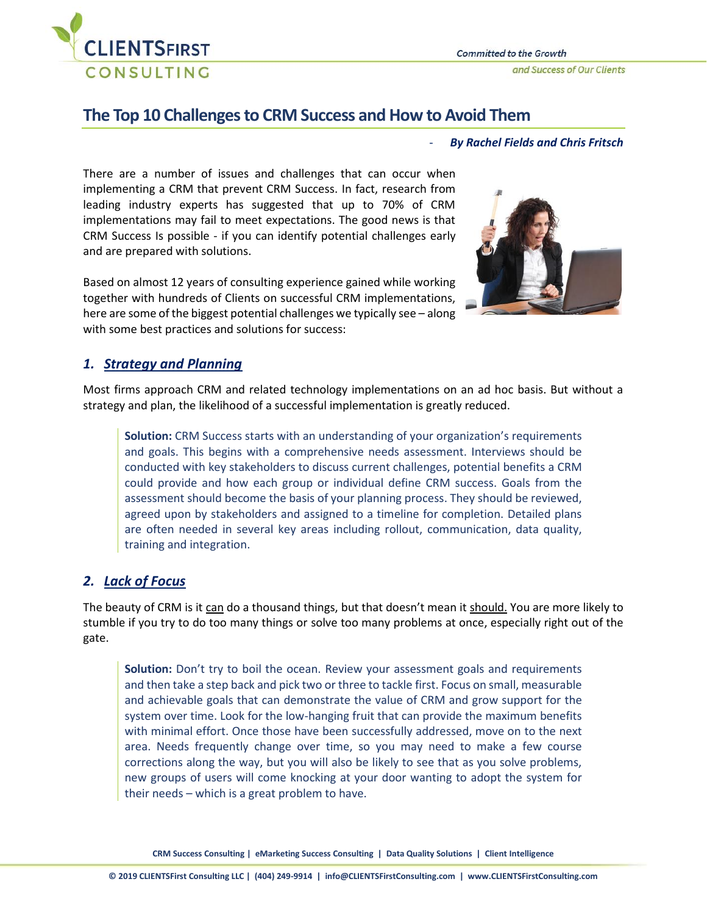# The Top 10 Challenges to CRM Success and How to Avoid Them

- ***By Rachel Fields and Chris Fritsch***

There are a number of issues and challenges that can occur when implementing a CRM that prevent CRM Success. In fact, research from leading industry experts has suggested that up to 70% of CRM implementations may fail to meet expectations. The good news is that CRM Success Is possible - if you can identify potential challenges early and are prepared with solutions.

Based on almost 12 years of consulting experience gained while working together with hundreds of Clients on successful CRM implementations, here are some of the biggest potential challenges we typically see – along with some best practices and solutions for success:

## 1. Strategy and Planning

Most firms approach CRM and related technology implementations on an ad hoc basis. But without a strategy and plan, the likelihood of a successful implementation is greatly reduced.

> **Solution:** CRM Success starts with an understanding of your organization's requirements and goals. This begins with a comprehensive needs assessment. Interviews should be conducted with key stakeholders to discuss current challenges, potential benefits a CRM could provide and how each group or individual define CRM success. Goals from the assessment should become the basis of your planning process. They should be reviewed, agreed upon by stakeholders and assigned to a timeline for completion. Detailed plans are often needed in several key areas including rollout, communication, data quality, training and integration.

## 2. Lack of Focus

The beauty of CRM is it can do a thousand things, but that doesn't mean it should. You are more likely to stumble if you try to do too many things or solve too many problems at once, especially right out of the gate.

> **Solution:** Don't try to boil the ocean. Review your assessment goals and requirements and then take a step back and pick two or three to tackle first. Focus on small, measurable and achievable goals that can demonstrate the value of CRM and grow support for the system over time. Look for the low-hanging fruit that can provide the maximum benefits with minimal effort. Once those have been successfully addressed, move on to the next area. Needs frequently change over time, so you may need to make a few course corrections along the way, but you will also be likely to see that as you solve problems, new groups of users will come knocking at your door wanting to adopt the system for their needs – which is a great problem to have.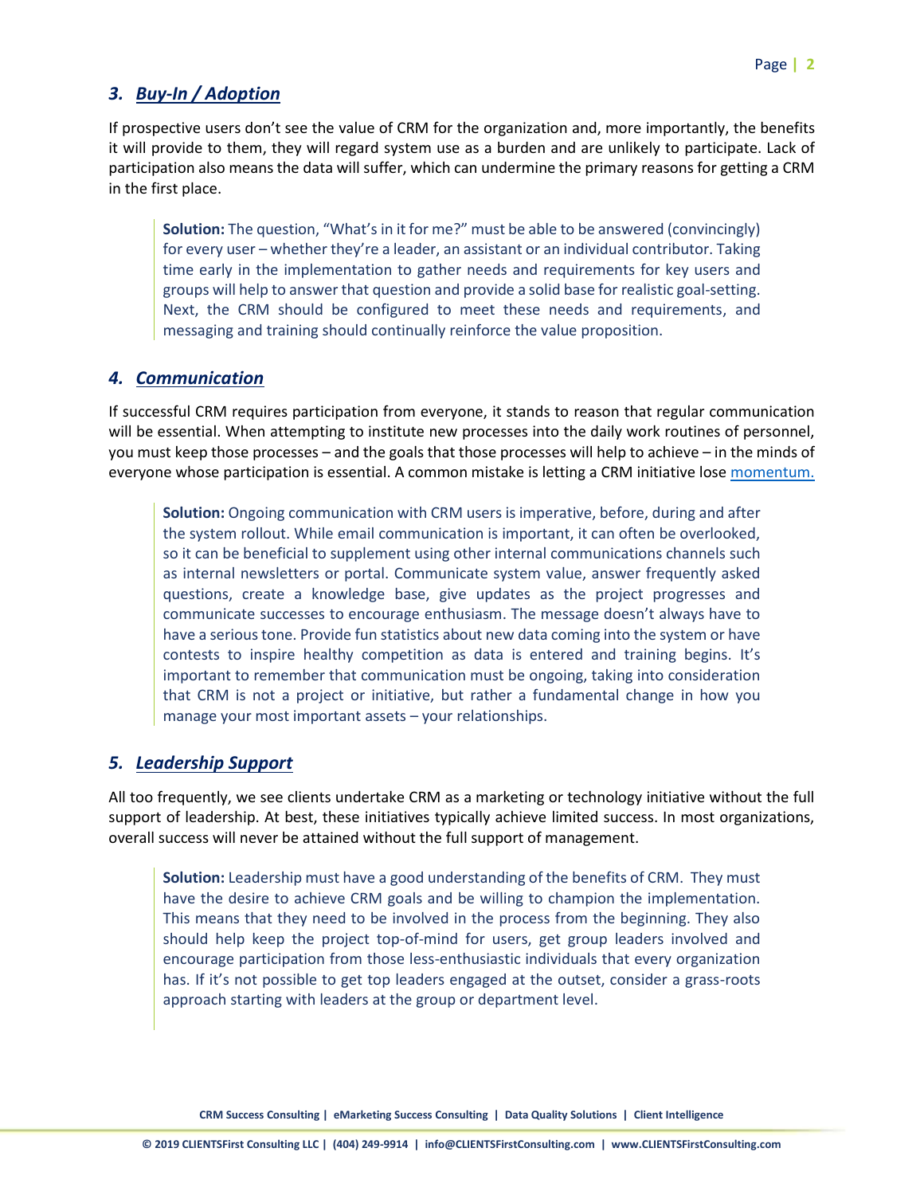### 3. ***Buy-In / Adoption***

If prospective users don't see the value of CRM for the organization and, more importantly, the benefits it will provide to them, they will regard system use as a burden and are unlikely to participate. Lack of participation also means the data will suffer, which can undermine the primary reasons for getting a CRM in the first place.

> **Solution:** The question, "What's in it for me?" must be able to be answered (convincingly) for every user – whether they're a leader, an assistant or an individual contributor. Taking time early in the implementation to gather needs and requirements for key users and groups will help to answer that question and provide a solid base for realistic goal-setting. Next, the CRM should be configured to meet these needs and requirements, and messaging and training should continually reinforce the value proposition.

### 4. ***Communication***

If successful CRM requires participation from everyone, it stands to reason that regular communication will be essential. When attempting to institute new processes into the daily work routines of personnel, you must keep those processes – and the goals that those processes will help to achieve – in the minds of everyone whose participation is essential. A common mistake is letting a CRM initiative lose momentum.

> **Solution:** Ongoing communication with CRM users is imperative, before, during and after the system rollout. While email communication is important, it can often be overlooked, so it can be beneficial to supplement using other internal communications channels such as internal newsletters or portal. Communicate system value, answer frequently asked questions, create a knowledge base, give updates as the project progresses and communicate successes to encourage enthusiasm. The message doesn't always have to have a serious tone. Provide fun statistics about new data coming into the system or have contests to inspire healthy competition as data is entered and training begins. It's important to remember that communication must be ongoing, taking into consideration that CRM is not a project or initiative, but rather a fundamental change in how you manage your most important assets – your relationships.

### 5. ***Leadership Support***

All too frequently, we see clients undertake CRM as a marketing or technology initiative without the full support of leadership. At best, these initiatives typically achieve limited success. In most organizations, overall success will never be attained without the full support of management.

> **Solution:** Leadership must have a good understanding of the benefits of CRM. They must have the desire to achieve CRM goals and be willing to champion the implementation. This means that they need to be involved in the process from the beginning. They also should help keep the project top-of-mind for users, get group leaders involved and encourage participation from those less-enthusiastic individuals that every organization has. If it's not possible to get top leaders engaged at the outset, consider a grass-roots approach starting with leaders at the group or department level.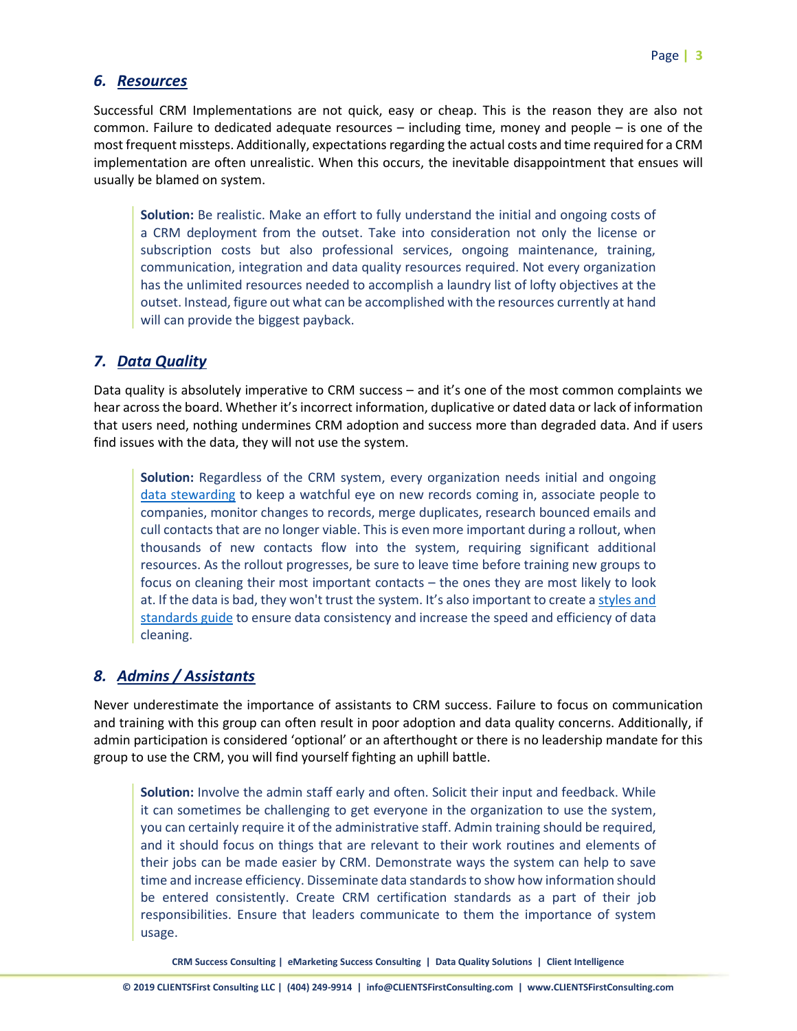### *6. Resources*

Successful CRM Implementations are not quick, easy or cheap. This is the reason they are also not common. Failure to dedicated adequate resources – including time, money and people – is one of the most frequent missteps. Additionally, expectations regarding the actual costs and time required for a CRM implementation are often unrealistic. When this occurs, the inevitable disappointment that ensues will usually be blamed on system.

> **Solution:** Be realistic. Make an effort to fully understand the initial and ongoing costs of a CRM deployment from the outset. Take into consideration not only the license or subscription costs but also professional services, ongoing maintenance, training, communication, integration and data quality resources required. Not every organization has the unlimited resources needed to accomplish a laundry list of lofty objectives at the outset. Instead, figure out what can be accomplished with the resources currently at hand will can provide the biggest payback.

### *7. Data Quality*

Data quality is absolutely imperative to CRM success – and it's one of the most common complaints we hear across the board. Whether it's incorrect information, duplicative or dated data or lack of information that users need, nothing undermines CRM adoption and success more than degraded data. And if users find issues with the data, they will not use the system.

> **Solution:** Regardless of the CRM system, every organization needs initial and ongoing data stewarding to keep a watchful eye on new records coming in, associate people to companies, monitor changes to records, merge duplicates, research bounced emails and cull contacts that are no longer viable. This is even more important during a rollout, when thousands of new contacts flow into the system, requiring significant additional resources. As the rollout progresses, be sure to leave time before training new groups to focus on cleaning their most important contacts – the ones they are most likely to look at. If the data is bad, they won't trust the system. It's also important to create a styles and standards guide to ensure data consistency and increase the speed and efficiency of data cleaning.

### *8. Admins / Assistants*

Never underestimate the importance of assistants to CRM success. Failure to focus on communication and training with this group can often result in poor adoption and data quality concerns. Additionally, if admin participation is considered 'optional' or an afterthought or there is no leadership mandate for this group to use the CRM, you will find yourself fighting an uphill battle.

> **Solution:** Involve the admin staff early and often. Solicit their input and feedback. While it can sometimes be challenging to get everyone in the organization to use the system, you can certainly require it of the administrative staff. Admin training should be required, and it should focus on things that are relevant to their work routines and elements of their jobs can be made easier by CRM. Demonstrate ways the system can help to save time and increase efficiency. Disseminate data standards to show how information should be entered consistently. Create CRM certification standards as a part of their job responsibilities. Ensure that leaders communicate to them the importance of system usage.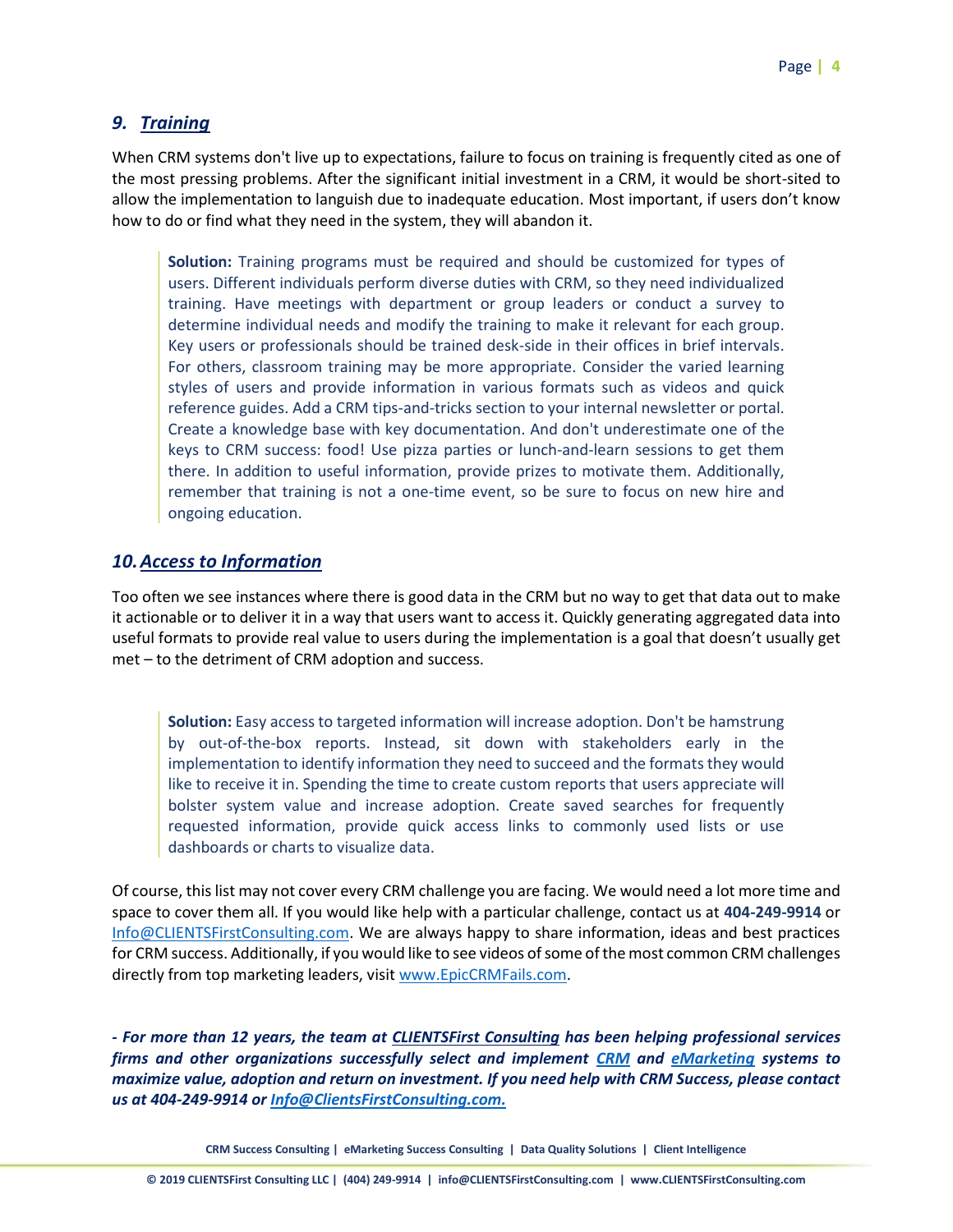## *9. Training*

When CRM systems don't live up to expectations, failure to focus on training is frequently cited as one of the most pressing problems. After the significant initial investment in a CRM, it would be short-sited to allow the implementation to languish due to inadequate education. Most important, if users don't know how to do or find what they need in the system, they will abandon it.

> **Solution:** Training programs must be required and should be customized for types of users. Different individuals perform diverse duties with CRM, so they need individualized training. Have meetings with department or group leaders or conduct a survey to determine individual needs and modify the training to make it relevant for each group. Key users or professionals should be trained desk-side in their offices in brief intervals. For others, classroom training may be more appropriate. Consider the varied learning styles of users and provide information in various formats such as videos and quick reference guides. Add a CRM tips-and-tricks section to your internal newsletter or portal. Create a knowledge base with key documentation. And don't underestimate one of the keys to CRM success: food! Use pizza parties or lunch-and-learn sessions to get them there. In addition to useful information, provide prizes to motivate them. Additionally, remember that training is not a one-time event, so be sure to focus on new hire and ongoing education.

## *10. Access to Information*

Too often we see instances where there is good data in the CRM but no way to get that data out to make it actionable or to deliver it in a way that users want to access it. Quickly generating aggregated data into useful formats to provide real value to users during the implementation is a goal that doesn't usually get met – to the detriment of CRM adoption and success.

> **Solution:** Easy access to targeted information will increase adoption. Don't be hamstrung by out-of-the-box reports. Instead, sit down with stakeholders early in the implementation to identify information they need to succeed and the formats they would like to receive it in. Spending the time to create custom reports that users appreciate will bolster system value and increase adoption. Create saved searches for frequently requested information, provide quick access links to commonly used lists or use dashboards or charts to visualize data.

Of course, this list may not cover every CRM challenge you are facing. We would need a lot more time and space to cover them all. If you would like help with a particular challenge, contact us at **404-249-9914** or Info@CLIENTSFirstConsulting.com. We are always happy to share information, ideas and best practices for CRM success. Additionally, if you would like to see videos of some of the most common CRM challenges directly from top marketing leaders, visit www.EpicCRMFails.com.

***- For more than 12 years, the team at CLIENTSFirst Consulting has been helping professional services firms and other organizations successfully select and implement CRM and eMarketing systems to maximize value, adoption and return on investment. If you need help with CRM Success, please contact us at 404-249-9914 or Info@ClientsFirstConsulting.com.***

CRM Success Consulting | eMarketing Success Consulting | Data Quality Solutions | Client Intelligence

© 2019 CLIENTSFirst Consulting LLC | (404) 249-9914 | info@CLIENTSFirstConsulting.com | www.CLIENTSFirstConsulting.com